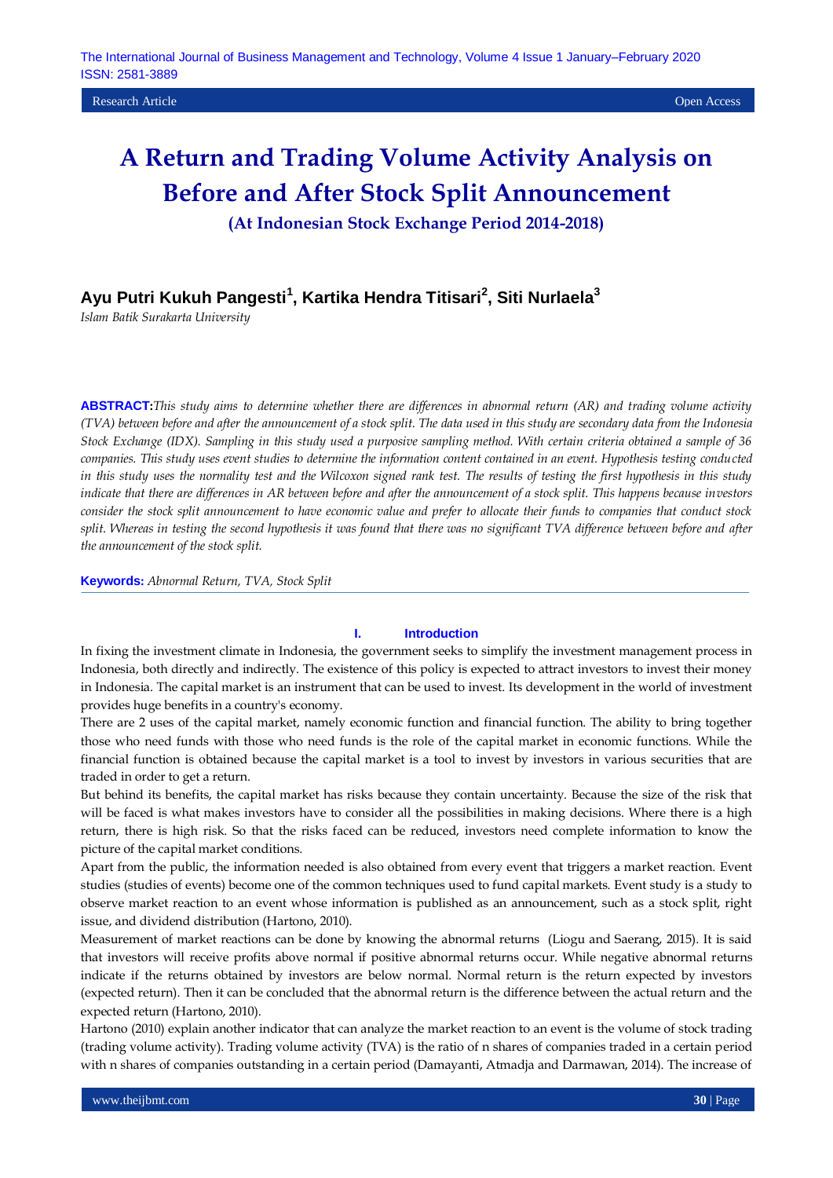Research Article | Open Access

# A Return and Trading Volume Activity Analysis on Before and After Stock Split Announcement

## (At Indonesian Stock Exchange Period 2014-2018)

**Ayu Putri Kukuh Pangesti[1], Kartika Hendra Titisari[2], Siti Nurlaela[3]**

*Islam Batik Surakarta University*

**ABSTRACT:** *This study aims to determine whether there are differences in abnormal return (AR) and trading volume activity (TVA) between before and after the announcement of a stock split. The data used in this study are secondary data from the Indonesia Stock Exchange (IDX). Sampling in this study used a purposive sampling method. With certain criteria obtained a sample of 36 companies. This study uses event studies to determine the information content contained in an event. Hypothesis testing conducted in this study uses the normality test and the Wilcoxon signed rank test. The results of testing the first hypothesis in this study indicate that there are differences in AR between before and after the announcement of a stock split. This happens because investors consider the stock split announcement to have economic value and prefer to allocate their funds to companies that conduct stock split. Whereas in testing the second hypothesis it was found that there was no significant TVA difference between before and after the announcement of the stock split.*

**Keywords:** *Abnormal Return, TVA, Stock Split*

## I. Introduction

In fixing the investment climate in Indonesia, the government seeks to simplify the investment management process in Indonesia, both directly and indirectly. The existence of this policy is expected to attract investors to invest their money in Indonesia. The capital market is an instrument that can be used to invest. Its development in the world of investment provides huge benefits in a country's economy.

There are 2 uses of the capital market, namely economic function and financial function. The ability to bring together those who need funds with those who need funds is the role of the capital market in economic functions. While the financial function is obtained because the capital market is a tool to invest by investors in various securities that are traded in order to get a return.

But behind its benefits, the capital market has risks because they contain uncertainty. Because the size of the risk that will be faced is what makes investors have to consider all the possibilities in making decisions. Where there is a high return, there is high risk. So that the risks faced can be reduced, investors need complete information to know the picture of the capital market conditions.

Apart from the public, the information needed is also obtained from every event that triggers a market reaction. Event studies (studies of events) become one of the common techniques used to fund capital markets. Event study is a study to observe market reaction to an event whose information is published as an announcement, such as a stock split, right issue, and dividend distribution (Hartono, 2010).

Measurement of market reactions can be done by knowing the abnormal returns (Liogu and Saerang, 2015). It is said that investors will receive profits above normal if positive abnormal returns occur. While negative abnormal returns indicate if the returns obtained by investors are below normal. Normal return is the return expected by investors (expected return). Then it can be concluded that the abnormal return is the difference between the actual return and the expected return (Hartono, 2010).

Hartono (2010) explain another indicator that can analyze the market reaction to an event is the volume of stock trading (trading volume activity). Trading volume activity (TVA) is the ratio of n shares of companies traded in a certain period with n shares of companies outstanding in a certain period (Damayanti, Atmadja and Darmawan, 2014). The increase of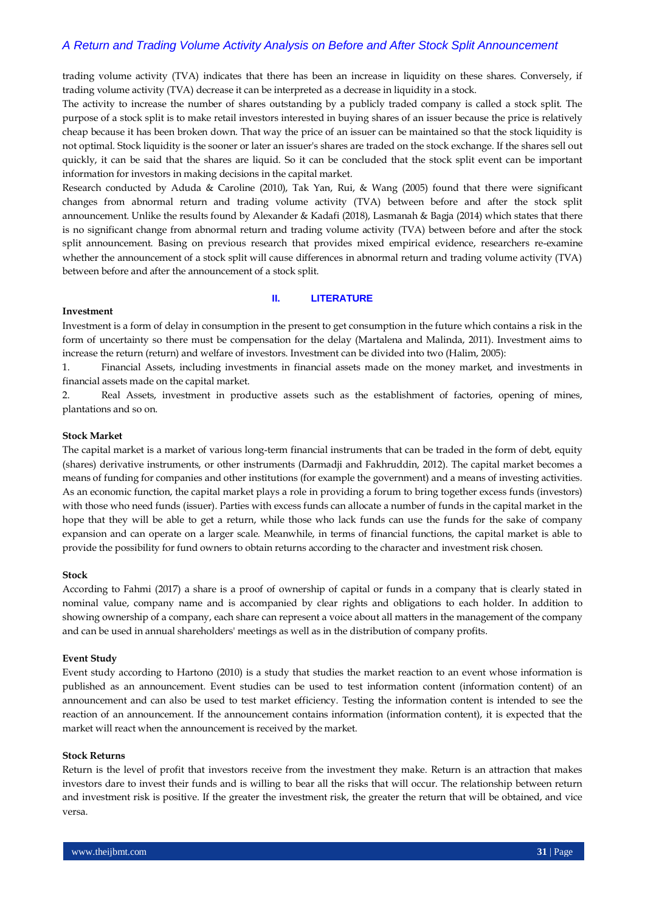trading volume activity (TVA) indicates that there has been an increase in liquidity on these shares. Conversely, if trading volume activity (TVA) decrease it can be interpreted as a decrease in liquidity in a stock.

The activity to increase the number of shares outstanding by a publicly traded company is called a stock split. The purpose of a stock split is to make retail investors interested in buying shares of an issuer because the price is relatively cheap because it has been broken down. That way the price of an issuer can be maintained so that the stock liquidity is not optimal. Stock liquidity is the sooner or later an issuer's shares are traded on the stock exchange. If the shares sell out quickly, it can be said that the shares are liquid. So it can be concluded that the stock split event can be important information for investors in making decisions in the capital market.

Research conducted by Aduda & Caroline (2010), Tak Yan, Rui, & Wang (2005) found that there were significant changes from abnormal return and trading volume activity (TVA) between before and after the stock split announcement. Unlike the results found by Alexander & Kadafi (2018), Lasmanah & Bagja (2014) which states that there is no significant change from abnormal return and trading volume activity (TVA) between before and after the stock split announcement. Basing on previous research that provides mixed empirical evidence, researchers re-examine whether the announcement of a stock split will cause differences in abnormal return and trading volume activity (TVA) between before and after the announcement of a stock split.

## II. LITERATURE

**Investment**

Investment is a form of delay in consumption in the present to get consumption in the future which contains a risk in the form of uncertainty so there must be compensation for the delay (Martalena and Malinda, 2011). Investment aims to increase the return (return) and welfare of investors. Investment can be divided into two (Halim, 2005):

1. Financial Assets, including investments in financial assets made on the money market, and investments in financial assets made on the capital market.
2. Real Assets, investment in productive assets such as the establishment of factories, opening of mines, plantations and so on.

**Stock Market**

The capital market is a market of various long-term financial instruments that can be traded in the form of debt, equity (shares) derivative instruments, or other instruments (Darmadji and Fakhruddin, 2012). The capital market becomes a means of funding for companies and other institutions (for example the government) and a means of investing activities. As an economic function, the capital market plays a role in providing a forum to bring together excess funds (investors) with those who need funds (issuer). Parties with excess funds can allocate a number of funds in the capital market in the hope that they will be able to get a return, while those who lack funds can use the funds for the sake of company expansion and can operate on a larger scale. Meanwhile, in terms of financial functions, the capital market is able to provide the possibility for fund owners to obtain returns according to the character and investment risk chosen.

**Stock**

According to Fahmi (2017) a share is a proof of ownership of capital or funds in a company that is clearly stated in nominal value, company name and is accompanied by clear rights and obligations to each holder. In addition to showing ownership of a company, each share can represent a voice about all matters in the management of the company and can be used in annual shareholders' meetings as well as in the distribution of company profits.

**Event Study**

Event study according to Hartono (2010) is a study that studies the market reaction to an event whose information is published as an announcement. Event studies can be used to test information content (information content) of an announcement and can also be used to test market efficiency. Testing the information content is intended to see the reaction of an announcement. If the announcement contains information (information content), it is expected that the market will react when the announcement is received by the market.

**Stock Returns**

Return is the level of profit that investors receive from the investment they make. Return is an attraction that makes investors dare to invest their funds and is willing to bear all the risks that will occur. The relationship between return and investment risk is positive. If the greater the investment risk, the greater the return that will be obtained, and vice versa.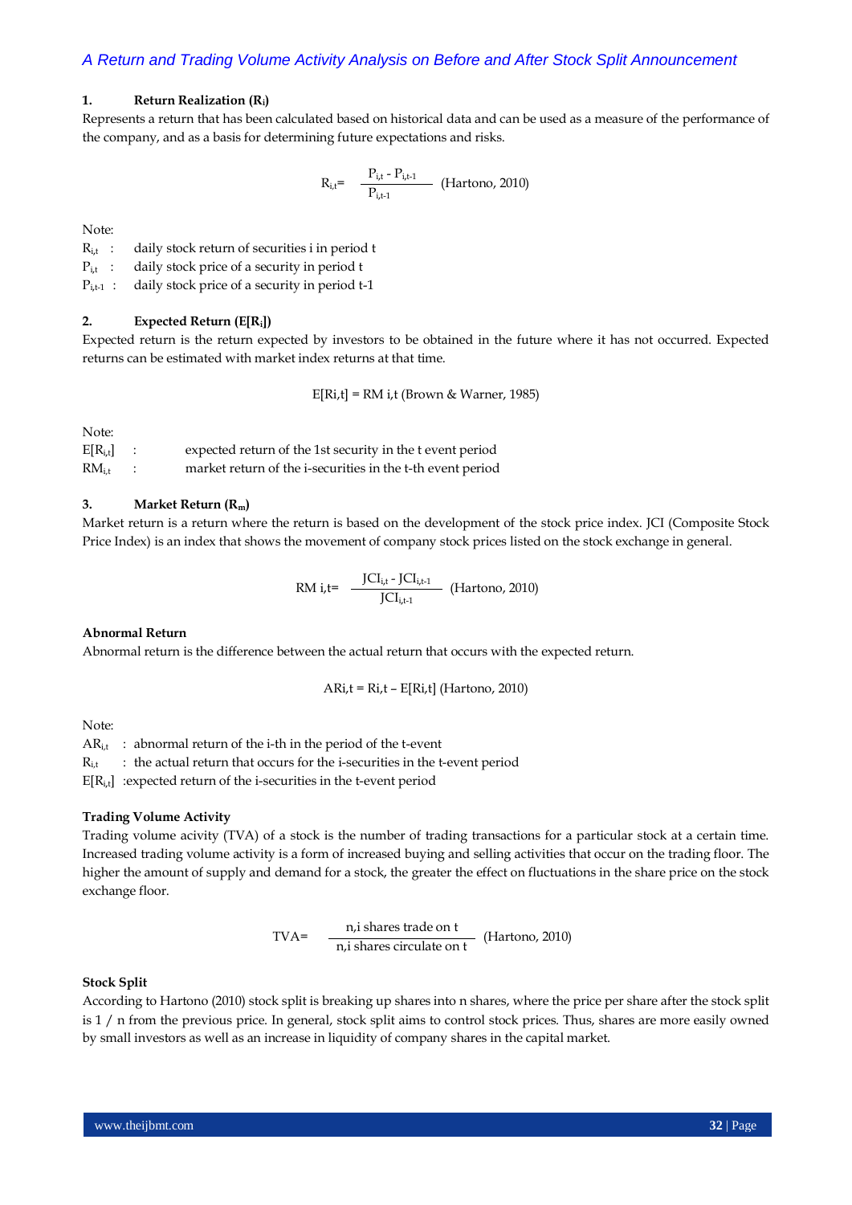### 1. Return Realization ($R_i$)

Represents a return that has been calculated based on historical data and can be used as a measure of the performance of the company, and as a basis for determining future expectations and risks.

$$R_{i,t} = \frac{P_{i,t} - P_{i,t-1}}{P_{i,t-1}} \quad \text{(Hartono, 2010)}$$

Note:

$R_{i,t}$ : daily stock return of securities i in period t

$P_{i,t}$ : daily stock price of a security in period t

$P_{i,t-1}$ : daily stock price of a security in period t-1

### 2. Expected Return ($E[R_i]$)

Expected return is the return expected by investors to be obtained in the future where it has not occurred. Expected returns can be estimated with market index returns at that time.

$$E[Ri,t] = RM\ i,t \quad \text{(Brown \& Warner, 1985)}$$

Note:

$E[R_{i,t}]$ : expected return of the 1st security in the t event period

$RM_{i,t}$ : market return of the i-securities in the t-th event period

### 3. Market Return ($R_m$)

Market return is a return where the return is based on the development of the stock price index. JCI (Composite Stock Price Index) is an index that shows the movement of company stock prices listed on the stock exchange in general.

$$RM\ i,t = \frac{JCI_{i,t} - JCI_{i,t-1}}{JCI_{i,t-1}} \quad \text{(Hartono, 2010)}$$

### Abnormal Return

Abnormal return is the difference between the actual return that occurs with the expected return.

$$ARi,t = Ri,t - E[Ri,t] \quad \text{(Hartono, 2010)}$$

Note:

$AR_{i,t}$ : abnormal return of the i-th in the period of the t-event

$R_{i,t}$ : the actual return that occurs for the i-securities in the t-event period

$E[R_{i,t}]$ :expected return of the i-securities in the t-event period

### Trading Volume Activity

Trading volume acivity (TVA) of a stock is the number of trading transactions for a particular stock at a certain time. Increased trading volume activity is a form of increased buying and selling activities that occur on the trading floor. The higher the amount of supply and demand for a stock, the greater the effect on fluctuations in the share price on the stock exchange floor.

$$TVA = \frac{\text{n,i shares trade on t}}{\text{n,i shares circulate on t}} \quad \text{(Hartono, 2010)}$$

### Stock Split

According to Hartono (2010) stock split is breaking up shares into n shares, where the price per share after the stock split is 1 / n from the previous price. In general, stock split aims to control stock prices. Thus, shares are more easily owned by small investors as well as an increase in liquidity of company shares in the capital market.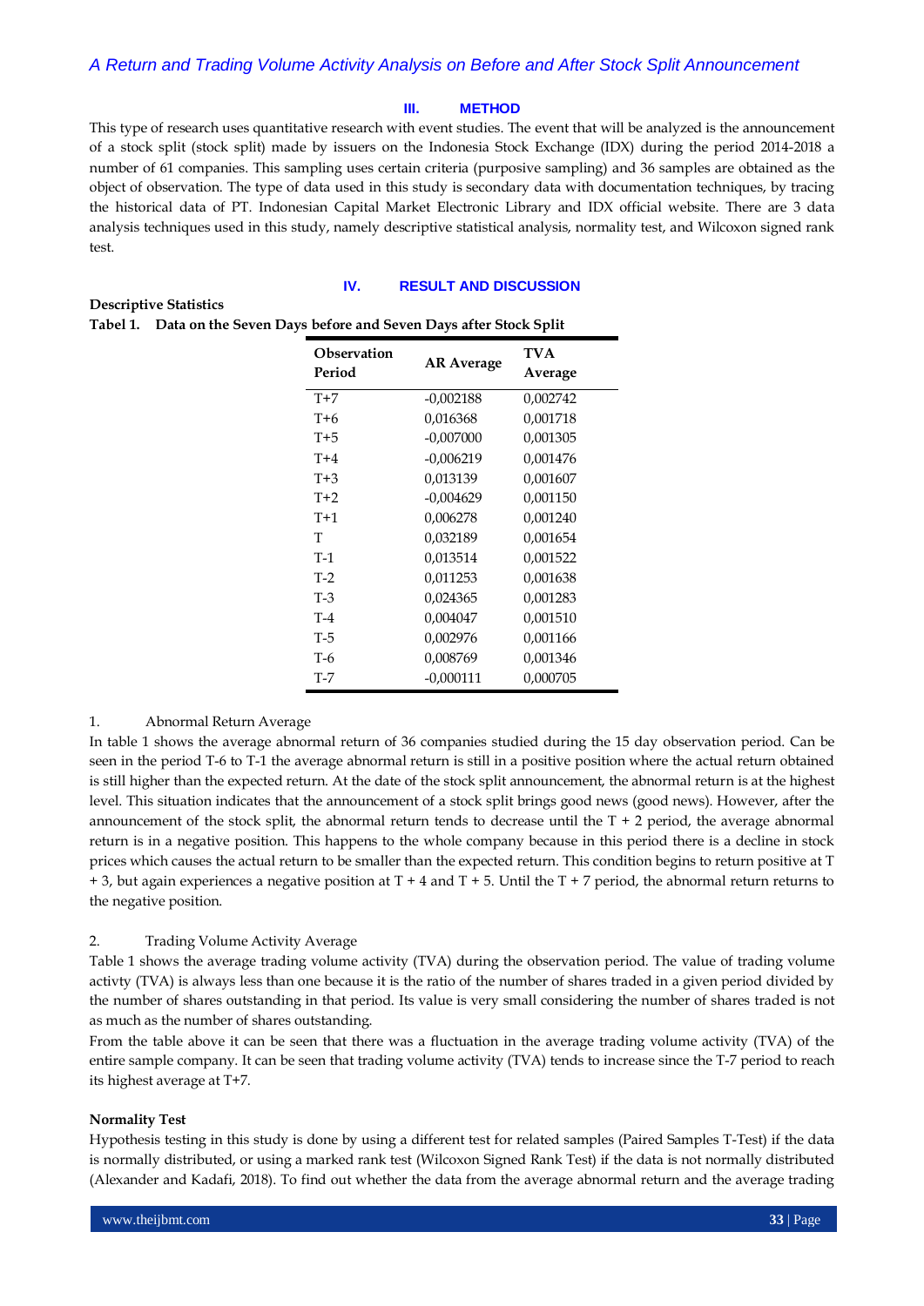## III. METHOD

This type of research uses quantitative research with event studies. The event that will be analyzed is the announcement of a stock split (stock split) made by issuers on the Indonesia Stock Exchange (IDX) during the period 2014-2018 a number of 61 companies. This sampling uses certain criteria (purposive sampling) and 36 samples are obtained as the object of observation. The type of data used in this study is secondary data with documentation techniques, by tracing the historical data of PT. Indonesian Capital Market Electronic Library and IDX official website. There are 3 data analysis techniques used in this study, namely descriptive statistical analysis, normality test, and Wilcoxon signed rank test.

## IV. RESULT AND DISCUSSION

**Descriptive Statistics**

**Tabel 1. Data on the Seven Days before and Seven Days after Stock Split**

| Observation Period | AR Average | TVA Average |
|---|---|---|
| T+7 | -0,002188 | 0,002742 |
| T+6 | 0,016368 | 0,001718 |
| T+5 | -0,007000 | 0,001305 |
| T+4 | -0,006219 | 0,001476 |
| T+3 | 0,013139 | 0,001607 |
| T+2 | -0,004629 | 0,001150 |
| T+1 | 0,006278 | 0,001240 |
| T | 0,032189 | 0,001654 |
| T-1 | 0,013514 | 0,001522 |
| T-2 | 0,011253 | 0,001638 |
| T-3 | 0,024365 | 0,001283 |
| T-4 | 0,004047 | 0,001510 |
| T-5 | 0,002976 | 0,001166 |
| T-6 | 0,008769 | 0,001346 |
| T-7 | -0,000111 | 0,000705 |

1. Abnormal Return Average

In table 1 shows the average abnormal return of 36 companies studied during the 15 day observation period. Can be seen in the period T-6 to T-1 the average abnormal return is still in a positive position where the actual return obtained is still higher than the expected return. At the date of the stock split announcement, the abnormal return is at the highest level. This situation indicates that the announcement of a stock split brings good news (good news). However, after the announcement of the stock split, the abnormal return tends to decrease until the T + 2 period, the average abnormal return is in a negative position. This happens to the whole company because in this period there is a decline in stock prices which causes the actual return to be smaller than the expected return. This condition begins to return positive at T + 3, but again experiences a negative position at T + 4 and T + 5. Until the T + 7 period, the abnormal return returns to the negative position.

2. Trading Volume Activity Average

Table 1 shows the average trading volume activity (TVA) during the observation period. The value of trading volume activty (TVA) is always less than one because it is the ratio of the number of shares traded in a given period divided by the number of shares outstanding in that period. Its value is very small considering the number of shares traded is not as much as the number of shares outstanding.

From the table above it can be seen that there was a fluctuation in the average trading volume activity (TVA) of the entire sample company. It can be seen that trading volume activity (TVA) tends to increase since the T-7 period to reach its highest average at T+7.

**Normality Test**

Hypothesis testing in this study is done by using a different test for related samples (Paired Samples T-Test) if the data is normally distributed, or using a marked rank test (Wilcoxon Signed Rank Test) if the data is not normally distributed (Alexander and Kadafi, 2018). To find out whether the data from the average abnormal return and the average trading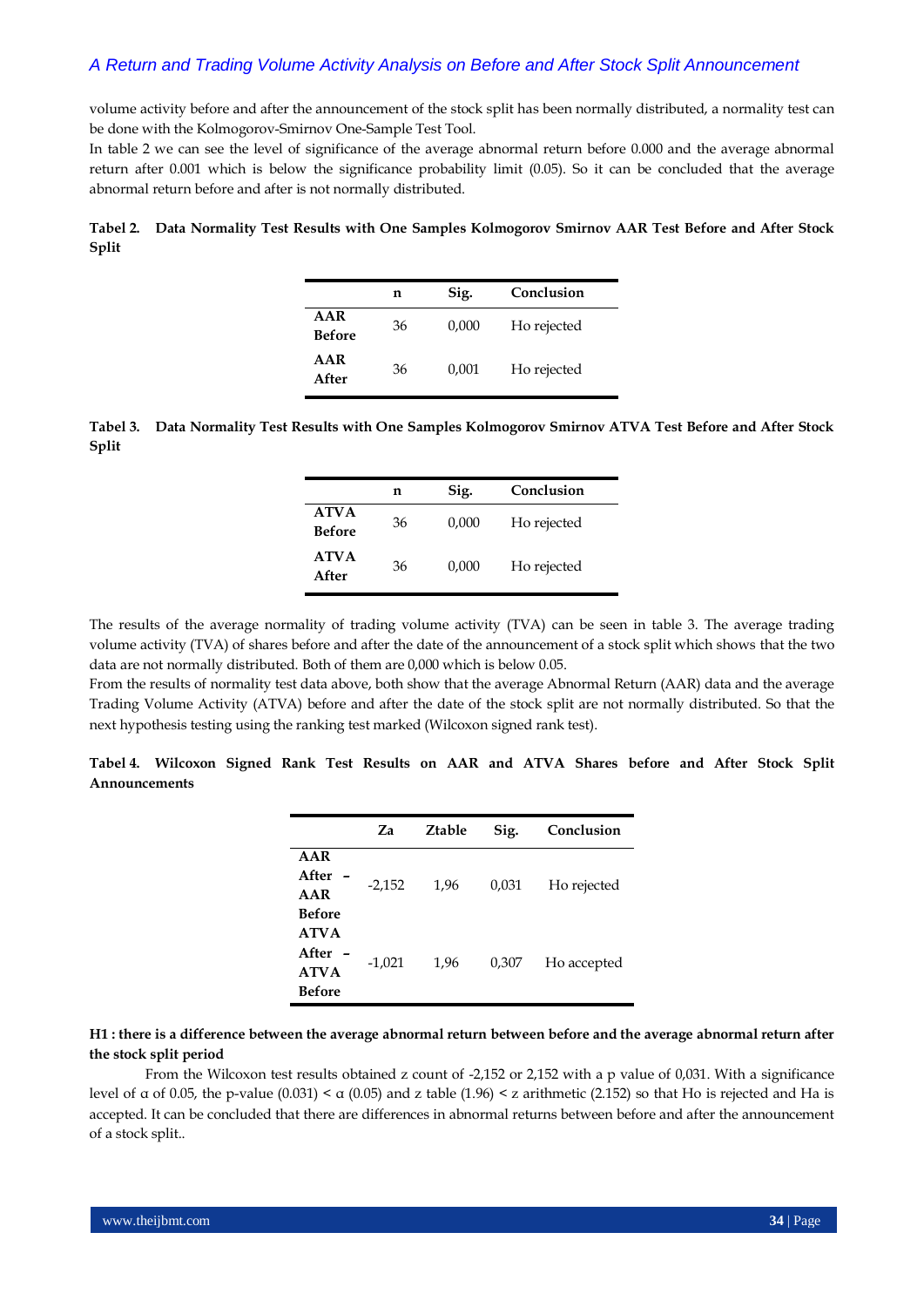volume activity before and after the announcement of the stock split has been normally distributed, a normality test can be done with the Kolmogorov-Smirnov One-Sample Test Tool.

In table 2 we can see the level of significance of the average abnormal return before 0.000 and the average abnormal return after 0.001 which is below the significance probability limit (0.05). So it can be concluded that the average abnormal return before and after is not normally distributed.

**Tabel 2. Data Normality Test Results with One Samples Kolmogorov Smirnov AAR Test Before and After Stock Split**

| | n | Sig. | Conclusion |
|---|---|---|---|
| **AAR Before** | 36 | 0,000 | Ho rejected |
| **AAR After** | 36 | 0,001 | Ho rejected |

**Tabel 3. Data Normality Test Results with One Samples Kolmogorov Smirnov ATVA Test Before and After Stock Split**

| | n | Sig. | Conclusion |
|---|---|---|---|
| **ATVA Before** | 36 | 0,000 | Ho rejected |
| **ATVA After** | 36 | 0,000 | Ho rejected |

The results of the average normality of trading volume activity (TVA) can be seen in table 3. The average trading volume activity (TVA) of shares before and after the date of the announcement of a stock split which shows that the two data are not normally distributed. Both of them are 0,000 which is below 0.05.

From the results of normality test data above, both show that the average Abnormal Return (AAR) data and the average Trading Volume Activity (ATVA) before and after the date of the stock split are not normally distributed. So that the next hypothesis testing using the ranking test marked (Wilcoxon signed rank test).

**Tabel 4. Wilcoxon Signed Rank Test Results on AAR and ATVA Shares before and After Stock Split Announcements**

| | Za | Ztable | Sig. | Conclusion |
|---|---|---|---|---|
| **AAR After – AAR Before** | -2,152 | 1,96 | 0,031 | Ho rejected |
| **ATVA After – ATVA Before** | -1,021 | 1,96 | 0,307 | Ho accepted |

**H1 : there is a difference between the average abnormal return between before and the average abnormal return after the stock split period**

From the Wilcoxon test results obtained z count of -2,152 or 2,152 with a p value of 0,031. With a significance level of α of 0.05, the p-value (0.031) < α (0.05) and z table (1.96) < z arithmetic (2.152) so that Ho is rejected and Ha is accepted. It can be concluded that there are differences in abnormal returns between before and after the announcement of a stock split..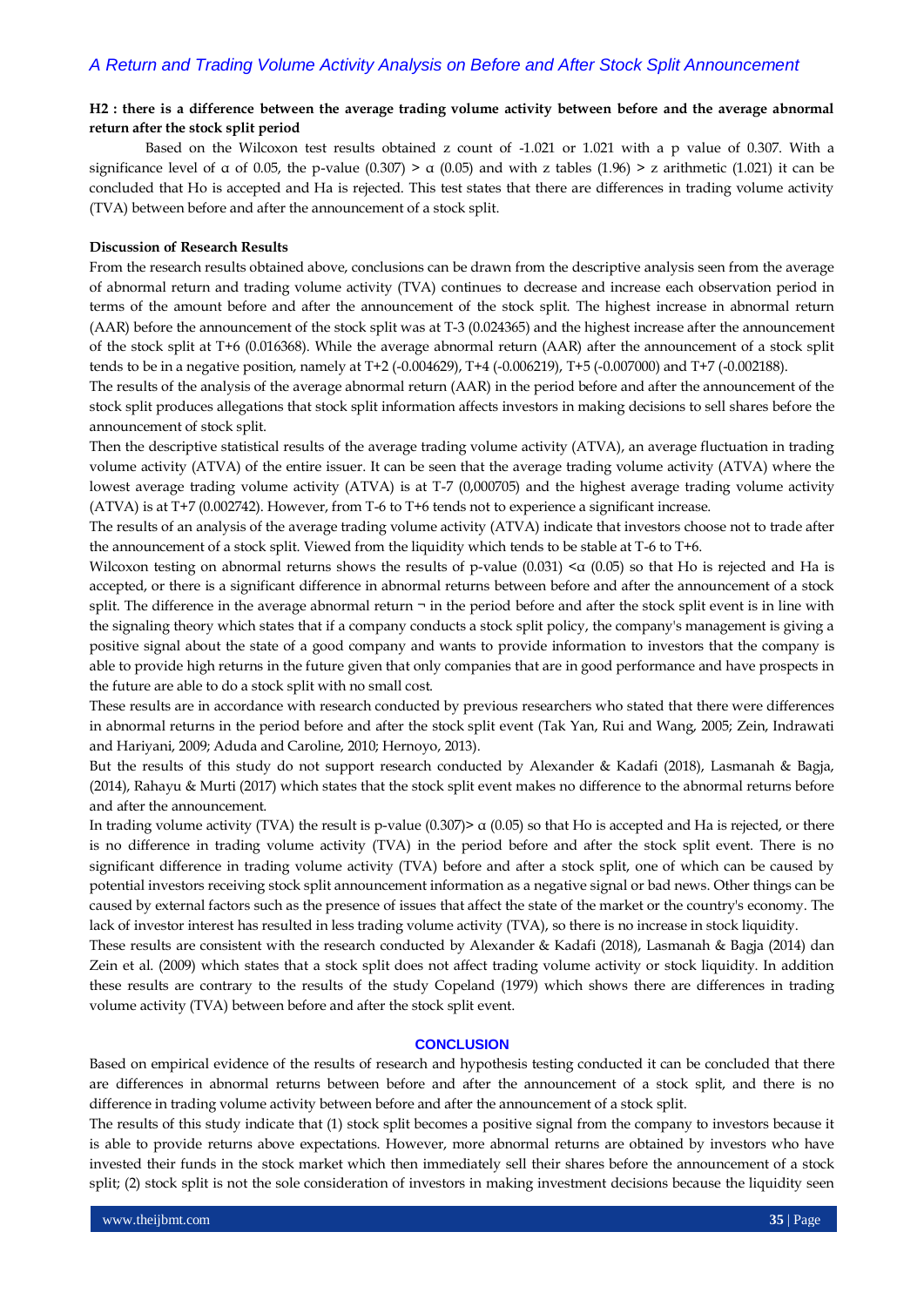**H2 : there is a difference between the average trading volume activity between before and the average abnormal return after the stock split period**

Based on the Wilcoxon test results obtained z count of -1.021 or 1.021 with a p value of 0.307. With a significance level of α of 0.05, the p-value (0.307) > α (0.05) and with z tables (1.96) > z arithmetic (1.021) it can be concluded that Ho is accepted and Ha is rejected. This test states that there are differences in trading volume activity (TVA) between before and after the announcement of a stock split.

**Discussion of Research Results**

From the research results obtained above, conclusions can be drawn from the descriptive analysis seen from the average of abnormal return and trading volume activity (TVA) continues to decrease and increase each observation period in terms of the amount before and after the announcement of the stock split. The highest increase in abnormal return (AAR) before the announcement of the stock split was at T-3 (0.024365) and the highest increase after the announcement of the stock split at T+6 (0.016368). While the average abnormal return (AAR) after the announcement of a stock split tends to be in a negative position, namely at T+2 (-0.004629), T+4 (-0.006219), T+5 (-0.007000) and T+7 (-0.002188).

The results of the analysis of the average abnormal return (AAR) in the period before and after the announcement of the stock split produces allegations that stock split information affects investors in making decisions to sell shares before the announcement of stock split.

Then the descriptive statistical results of the average trading volume activity (ATVA), an average fluctuation in trading volume activity (ATVA) of the entire issuer. It can be seen that the average trading volume activity (ATVA) where the lowest average trading volume activity (ATVA) is at T-7 (0,000705) and the highest average trading volume activity (ATVA) is at T+7 (0.002742). However, from T-6 to T+6 tends not to experience a significant increase.

The results of an analysis of the average trading volume activity (ATVA) indicate that investors choose not to trade after the announcement of a stock split. Viewed from the liquidity which tends to be stable at T-6 to T+6.

Wilcoxon testing on abnormal returns shows the results of p-value (0.031) <α (0.05) so that Ho is rejected and Ha is accepted, or there is a significant difference in abnormal returns between before and after the announcement of a stock split. The difference in the average abnormal return ¬ in the period before and after the stock split event is in line with the signaling theory which states that if a company conducts a stock split policy, the company's management is giving a positive signal about the state of a good company and wants to provide information to investors that the company is able to provide high returns in the future given that only companies that are in good performance and have prospects in the future are able to do a stock split with no small cost.

These results are in accordance with research conducted by previous researchers who stated that there were differences in abnormal returns in the period before and after the stock split event (Tak Yan, Rui and Wang, 2005; Zein, Indrawati and Hariyani, 2009; Aduda and Caroline, 2010; Hernoyo, 2013).

But the results of this study do not support research conducted by Alexander & Kadafi (2018), Lasmanah & Bagja, (2014), Rahayu & Murti (2017) which states that the stock split event makes no difference to the abnormal returns before and after the announcement.

In trading volume activity (TVA) the result is p-value (0.307)> α (0.05) so that Ho is accepted and Ha is rejected, or there is no difference in trading volume activity (TVA) in the period before and after the stock split event. There is no significant difference in trading volume activity (TVA) before and after a stock split, one of which can be caused by potential investors receiving stock split announcement information as a negative signal or bad news. Other things can be caused by external factors such as the presence of issues that affect the state of the market or the country's economy. The lack of investor interest has resulted in less trading volume activity (TVA), so there is no increase in stock liquidity.

These results are consistent with the research conducted by Alexander & Kadafi (2018), Lasmanah & Bagja (2014) dan Zein et al. (2009) which states that a stock split does not affect trading volume activity or stock liquidity. In addition these results are contrary to the results of the study Copeland (1979) which shows there are differences in trading volume activity (TVA) between before and after the stock split event.

## CONCLUSION

Based on empirical evidence of the results of research and hypothesis testing conducted it can be concluded that there are differences in abnormal returns between before and after the announcement of a stock split, and there is no difference in trading volume activity between before and after the announcement of a stock split.

The results of this study indicate that (1) stock split becomes a positive signal from the company to investors because it is able to provide returns above expectations. However, more abnormal returns are obtained by investors who have invested their funds in the stock market which then immediately sell their shares before the announcement of a stock split; (2) stock split is not the sole consideration of investors in making investment decisions because the liquidity seen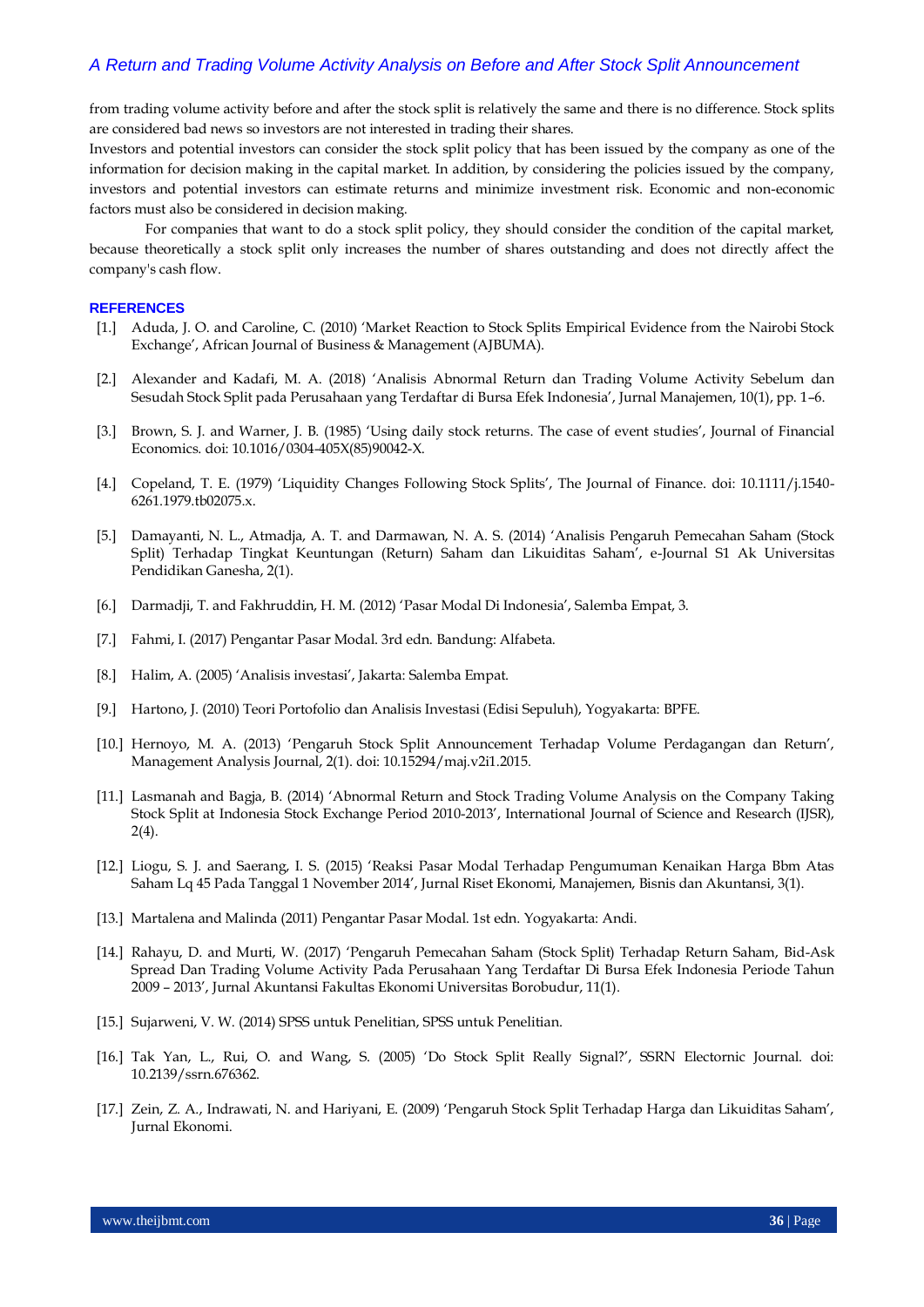from trading volume activity before and after the stock split is relatively the same and there is no difference. Stock splits are considered bad news so investors are not interested in trading their shares.

Investors and potential investors can consider the stock split policy that has been issued by the company as one of the information for decision making in the capital market. In addition, by considering the policies issued by the company, investors and potential investors can estimate returns and minimize investment risk. Economic and non-economic factors must also be considered in decision making.

For companies that want to do a stock split policy, they should consider the condition of the capital market, because theoretically a stock split only increases the number of shares outstanding and does not directly affect the company's cash flow.

## REFERENCES

[1.] Aduda, J. O. and Caroline, C. (2010) 'Market Reaction to Stock Splits Empirical Evidence from the Nairobi Stock Exchange', African Journal of Business & Management (AJBUMA).

[2.] Alexander and Kadafi, M. A. (2018) 'Analisis Abnormal Return dan Trading Volume Activity Sebelum dan Sesudah Stock Split pada Perusahaan yang Terdaftar di Bursa Efek Indonesia', Jurnal Manajemen, 10(1), pp. 1–6.

[3.] Brown, S. J. and Warner, J. B. (1985) 'Using daily stock returns. The case of event studies', Journal of Financial Economics. doi: 10.1016/0304-405X(85)90042-X.

[4.] Copeland, T. E. (1979) 'Liquidity Changes Following Stock Splits', The Journal of Finance. doi: 10.1111/j.1540-6261.1979.tb02075.x.

[5.] Damayanti, N. L., Atmadja, A. T. and Darmawan, N. A. S. (2014) 'Analisis Pengaruh Pemecahan Saham (Stock Split) Terhadap Tingkat Keuntungan (Return) Saham dan Likuiditas Saham', e-Journal S1 Ak Universitas Pendidikan Ganesha, 2(1).

[6.] Darmadji, T. and Fakhruddin, H. M. (2012) 'Pasar Modal Di Indonesia', Salemba Empat, 3.

[7.] Fahmi, I. (2017) Pengantar Pasar Modal. 3rd edn. Bandung: Alfabeta.

[8.] Halim, A. (2005) 'Analisis investasi', Jakarta: Salemba Empat.

[9.] Hartono, J. (2010) Teori Portofolio dan Analisis Investasi (Edisi Sepuluh), Yogyakarta: BPFE.

[10.] Hernoyo, M. A. (2013) 'Pengaruh Stock Split Announcement Terhadap Volume Perdagangan dan Return', Management Analysis Journal, 2(1). doi: 10.15294/maj.v2i1.2015.

[11.] Lasmanah and Bagja, B. (2014) 'Abnormal Return and Stock Trading Volume Analysis on the Company Taking Stock Split at Indonesia Stock Exchange Period 2010-2013', International Journal of Science and Research (IJSR), 2(4).

[12.] Liogu, S. J. and Saerang, I. S. (2015) 'Reaksi Pasar Modal Terhadap Pengumuman Kenaikan Harga Bbm Atas Saham Lq 45 Pada Tanggal 1 November 2014', Jurnal Riset Ekonomi, Manajemen, Bisnis dan Akuntansi, 3(1).

[13.] Martalena and Malinda (2011) Pengantar Pasar Modal. 1st edn. Yogyakarta: Andi.

[14.] Rahayu, D. and Murti, W. (2017) 'Pengaruh Pemecahan Saham (Stock Split) Terhadap Return Saham, Bid-Ask Spread Dan Trading Volume Activity Pada Perusahaan Yang Terdaftar Di Bursa Efek Indonesia Periode Tahun 2009 – 2013', Jurnal Akuntansi Fakultas Ekonomi Universitas Borobudur, 11(1).

[15.] Sujarweni, V. W. (2014) SPSS untuk Penelitian, SPSS untuk Penelitian.

[16.] Tak Yan, L., Rui, O. and Wang, S. (2005) 'Do Stock Split Really Signal?', SSRN Electornic Journal. doi: 10.2139/ssrn.676362.

[17.] Zein, Z. A., Indrawati, N. and Hariyani, E. (2009) 'Pengaruh Stock Split Terhadap Harga dan Likuiditas Saham', Jurnal Ekonomi.